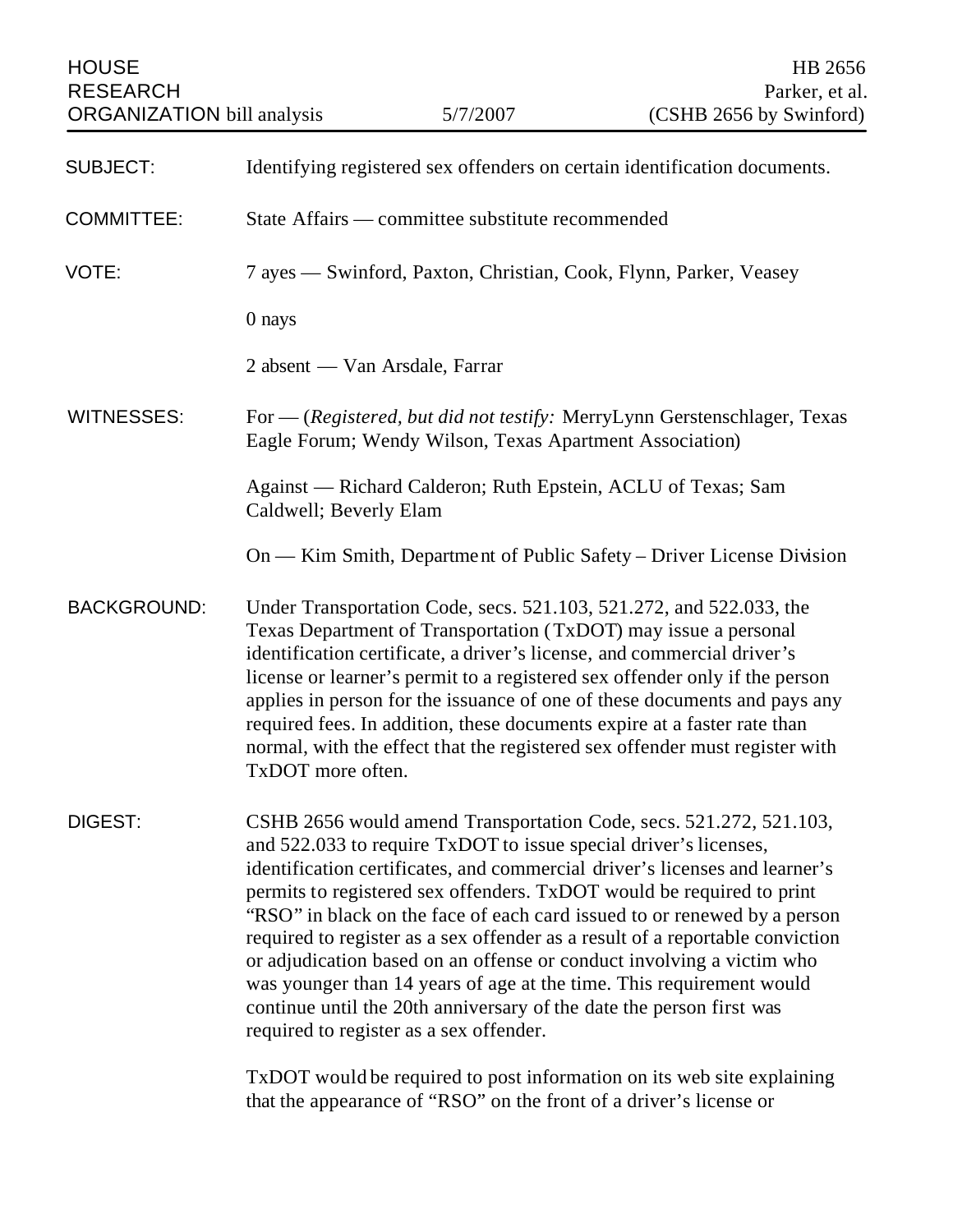HOUSE RESEARCH ORGANIZATION bill analysis | 5/7/2007 | HB 2656 Parker, et al. (CSHB 2656 by Swinford)

| | |
|---|---|
| SUBJECT: | Identifying registered sex offenders on certain identification documents. |
| COMMITTEE: | State Affairs — committee substitute recommended |
| VOTE: | 7 ayes — Swinford, Paxton, Christian, Cook, Flynn, Parker, Veasey<br><br>0 nays<br><br>2 absent — Van Arsdale, Farrar |
| WITNESSES: | For — (*Registered, but did not testify:* MerryLynn Gerstenschlager, Texas Eagle Forum; Wendy Wilson, Texas Apartment Association)<br><br>Against — Richard Calderon; Ruth Epstein, ACLU of Texas; Sam Caldwell; Beverly Elam<br><br>On — Kim Smith, Department of Public Safety – Driver License Division |

**BACKGROUND:**

Under Transportation Code, secs. 521.103, 521.272, and 522.033, the Texas Department of Transportation (TxDOT) may issue a personal identification certificate, a driver's license, and commercial driver's license or learner's permit to a registered sex offender only if the person applies in person for the issuance of one of these documents and pays any required fees. In addition, these documents expire at a faster rate than normal, with the effect that the registered sex offender must register with TxDOT more often.

**DIGEST:**

CSHB 2656 would amend Transportation Code, secs. 521.272, 521.103, and 522.033 to require TxDOT to issue special driver's licenses, identification certificates, and commercial driver's licenses and learner's permits to registered sex offenders. TxDOT would be required to print "RSO" in black on the face of each card issued to or renewed by a person required to register as a sex offender as a result of a reportable conviction or adjudication based on an offense or conduct involving a victim who was younger than 14 years of age at the time. This requirement would continue until the 20th anniversary of the date the person first was required to register as a sex offender.

TxDOT would be required to post information on its web site explaining that the appearance of "RSO" on the front of a driver's license or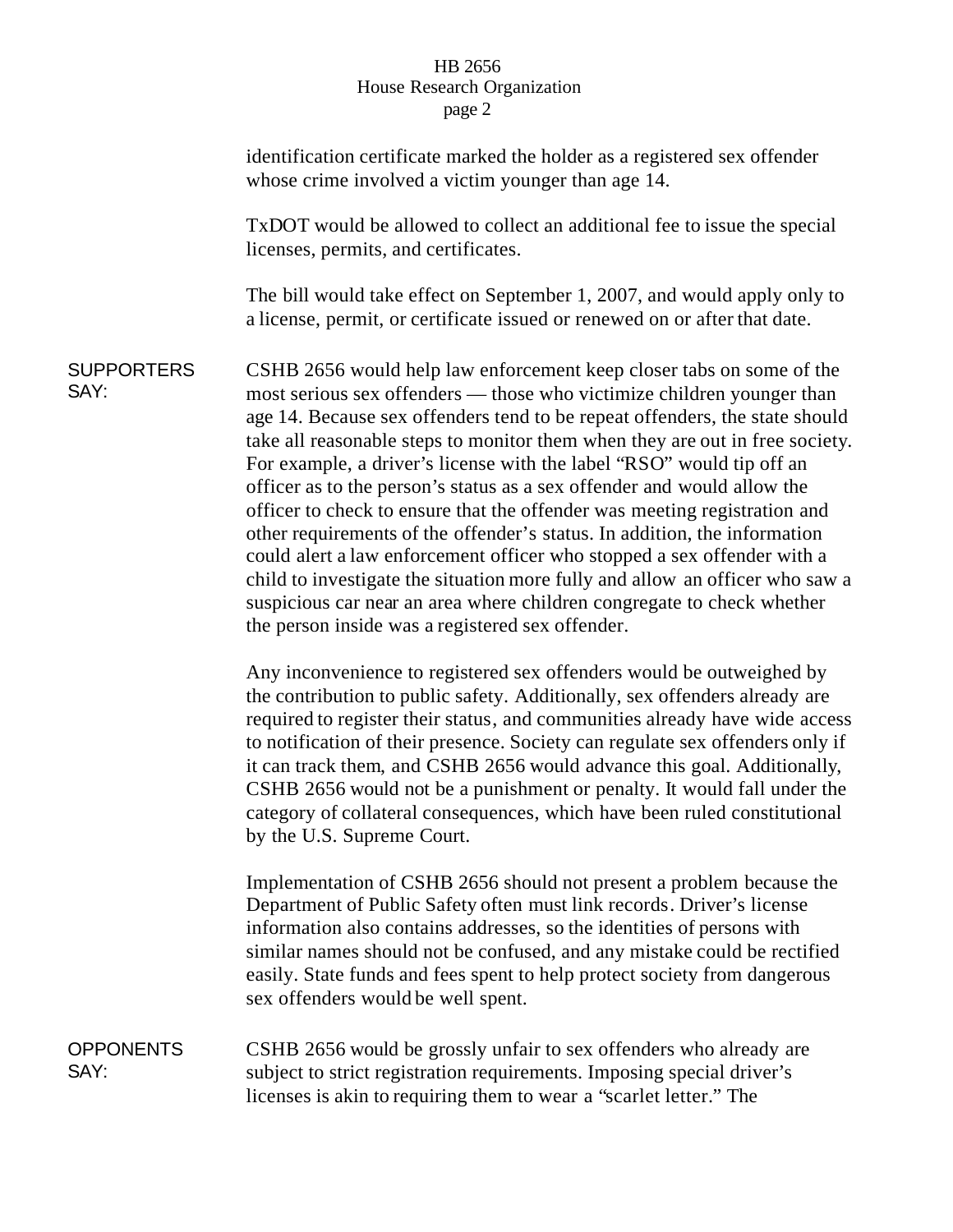identification certificate marked the holder as a registered sex offender whose crime involved a victim younger than age 14.

TxDOT would be allowed to collect an additional fee to issue the special licenses, permits, and certificates.

The bill would take effect on September 1, 2007, and would apply only to a license, permit, or certificate issued or renewed on or after that date.

**SUPPORTERS SAY:**

CSHB 2656 would help law enforcement keep closer tabs on some of the most serious sex offenders — those who victimize children younger than age 14. Because sex offenders tend to be repeat offenders, the state should take all reasonable steps to monitor them when they are out in free society. For example, a driver's license with the label "RSO" would tip off an officer as to the person's status as a sex offender and would allow the officer to check to ensure that the offender was meeting registration and other requirements of the offender's status. In addition, the information could alert a law enforcement officer who stopped a sex offender with a child to investigate the situation more fully and allow an officer who saw a suspicious car near an area where children congregate to check whether the person inside was a registered sex offender.

Any inconvenience to registered sex offenders would be outweighed by the contribution to public safety. Additionally, sex offenders already are required to register their status, and communities already have wide access to notification of their presence. Society can regulate sex offenders only if it can track them, and CSHB 2656 would advance this goal. Additionally, CSHB 2656 would not be a punishment or penalty. It would fall under the category of collateral consequences, which have been ruled constitutional by the U.S. Supreme Court.

Implementation of CSHB 2656 should not present a problem because the Department of Public Safety often must link records. Driver's license information also contains addresses, so the identities of persons with similar names should not be confused, and any mistake could be rectified easily. State funds and fees spent to help protect society from dangerous sex offenders would be well spent.

**OPPONENTS SAY:**

CSHB 2656 would be grossly unfair to sex offenders who already are subject to strict registration requirements. Imposing special driver's licenses is akin to requiring them to wear a "scarlet letter." The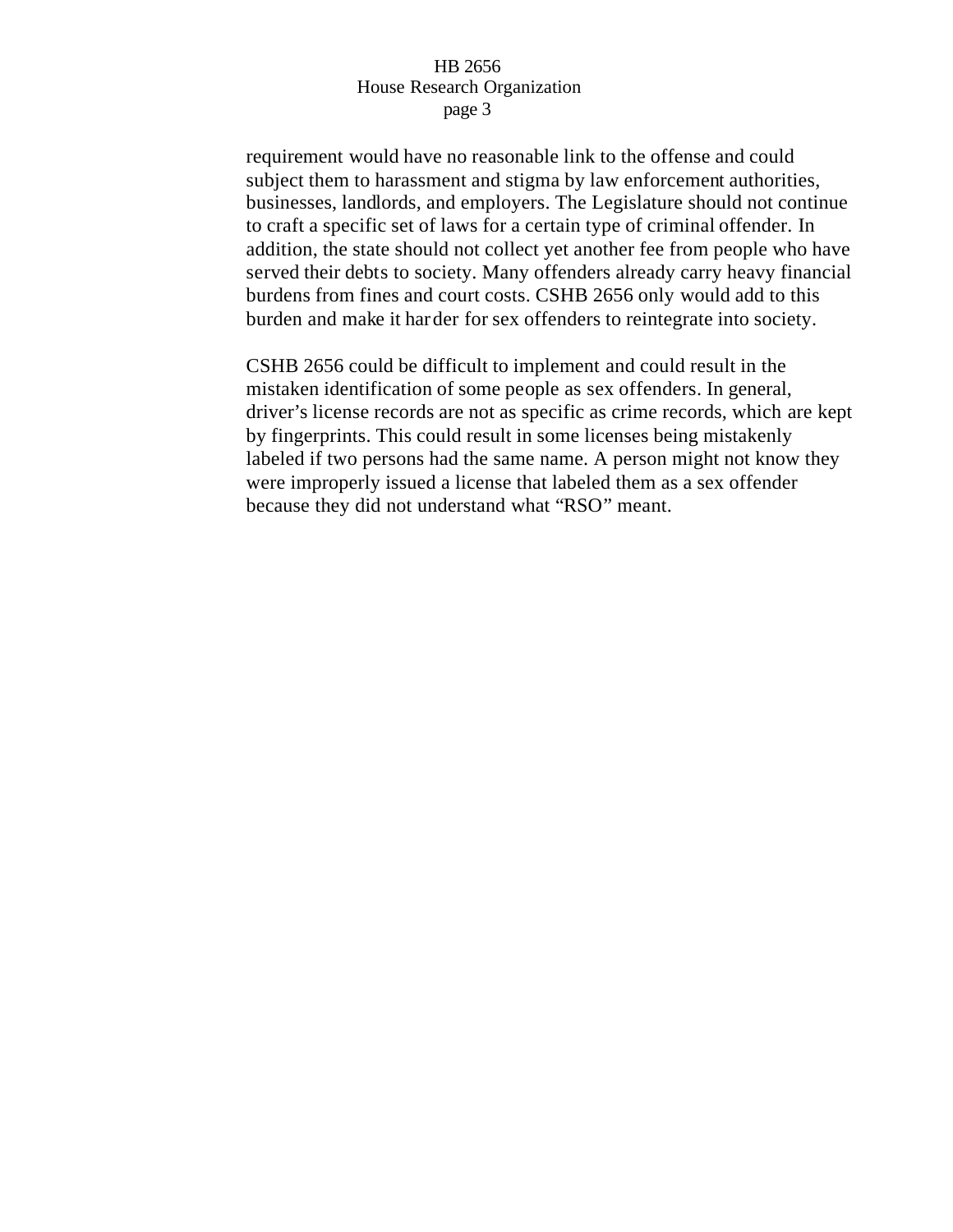requirement would have no reasonable link to the offense and could subject them to harassment and stigma by law enforcement authorities, businesses, landlords, and employers. The Legislature should not continue to craft a specific set of laws for a certain type of criminal offender. In addition, the state should not collect yet another fee from people who have served their debts to society. Many offenders already carry heavy financial burdens from fines and court costs. CSHB 2656 only would add to this burden and make it harder for sex offenders to reintegrate into society.

CSHB 2656 could be difficult to implement and could result in the mistaken identification of some people as sex offenders. In general, driver's license records are not as specific as crime records, which are kept by fingerprints. This could result in some licenses being mistakenly labeled if two persons had the same name. A person might not know they were improperly issued a license that labeled them as a sex offender because they did not understand what "RSO" meant.